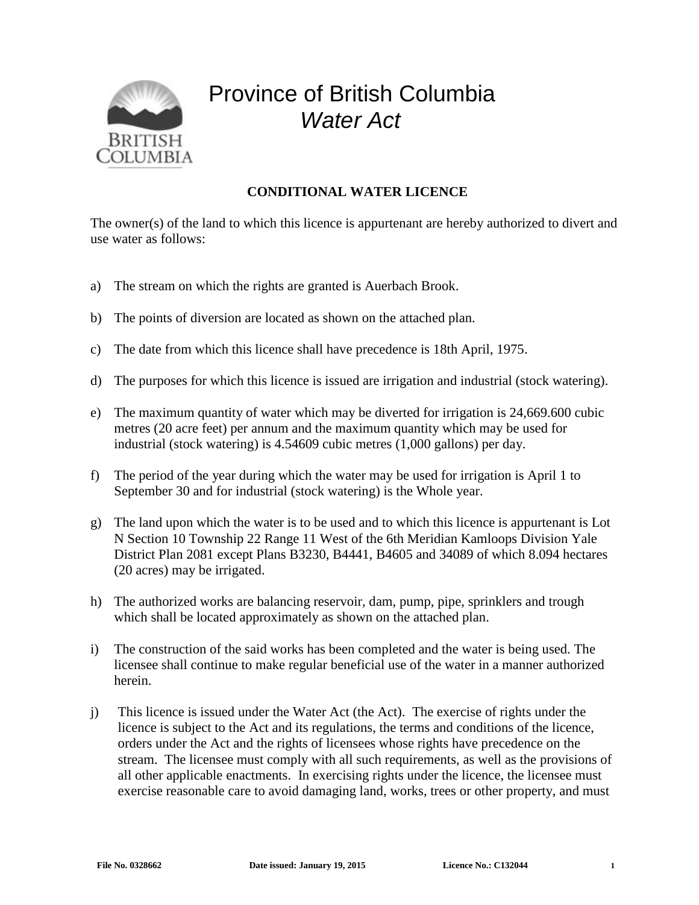# Province of British Columbia
## *Water Act*

**CONDITIONAL WATER LICENCE**

The owner(s) of the land to which this licence is appurtenant are hereby authorized to divert and use water as follows:

a) The stream on which the rights are granted is Auerbach Brook.

b) The points of diversion are located as shown on the attached plan.

c) The date from which this licence shall have precedence is 18th April, 1975.

d) The purposes for which this licence is issued are irrigation and industrial (stock watering).

e) The maximum quantity of water which may be diverted for irrigation is 24,669.600 cubic metres (20 acre feet) per annum and the maximum quantity which may be used for industrial (stock watering) is 4.54609 cubic metres (1,000 gallons) per day.

f) The period of the year during which the water may be used for irrigation is April 1 to September 30 and for industrial (stock watering) is the Whole year.

g) The land upon which the water is to be used and to which this licence is appurtenant is Lot N Section 10 Township 22 Range 11 West of the 6th Meridian Kamloops Division Yale District Plan 2081 except Plans B3230, B4441, B4605 and 34089 of which 8.094 hectares (20 acres) may be irrigated.

h) The authorized works are balancing reservoir, dam, pump, pipe, sprinklers and trough which shall be located approximately as shown on the attached plan.

i) The construction of the said works has been completed and the water is being used. The licensee shall continue to make regular beneficial use of the water in a manner authorized herein.

j) This licence is issued under the Water Act (the Act). The exercise of rights under the licence is subject to the Act and its regulations, the terms and conditions of the licence, orders under the Act and the rights of licensees whose rights have precedence on the stream. The licensee must comply with all such requirements, as well as the provisions of all other applicable enactments. In exercising rights under the licence, the licensee must exercise reasonable care to avoid damaging land, works, trees or other property, and must

File No. 0328662 | Date issued: January 19, 2015 | Licence No.: C132044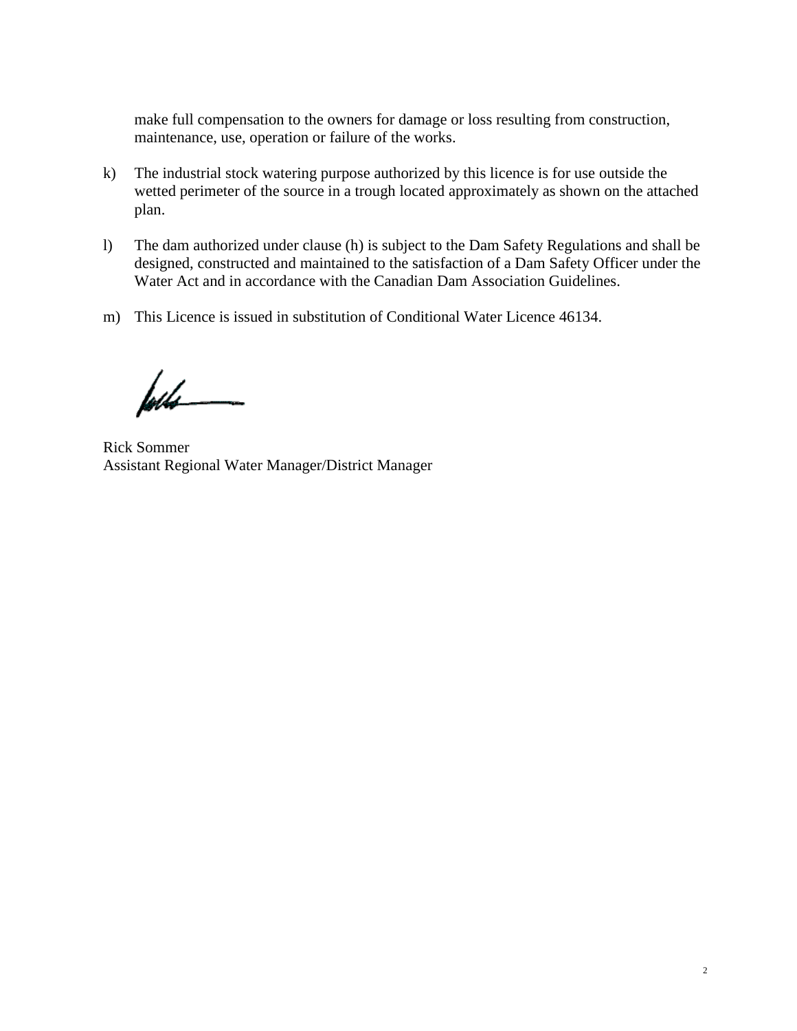make full compensation to the owners for damage or loss resulting from construction, maintenance, use, operation or failure of the works.

k) The industrial stock watering purpose authorized by this licence is for use outside the wetted perimeter of the source in a trough located approximately as shown on the attached plan.

l) The dam authorized under clause (h) is subject to the Dam Safety Regulations and shall be designed, constructed and maintained to the satisfaction of a Dam Safety Officer under the Water Act and in accordance with the Canadian Dam Association Guidelines.

m) This Licence is issued in substitution of Conditional Water Licence 46134.

Rick Sommer
Assistant Regional Water Manager/District Manager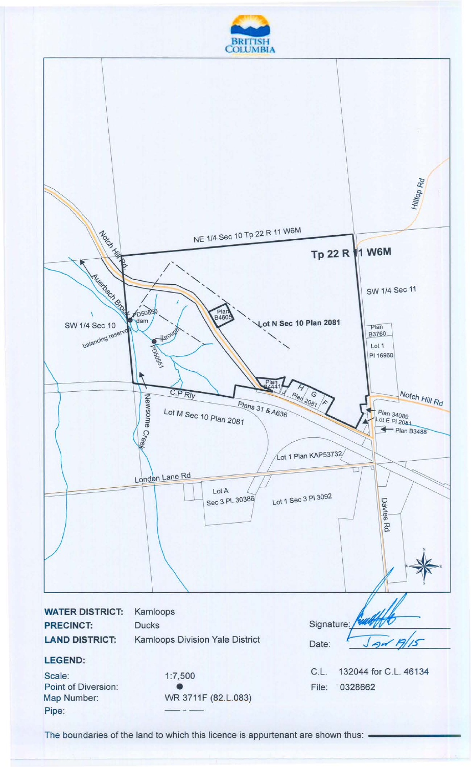BRITISH COLUMBIA

Notch Hill Rd.

NE 1/4 Sec 10 Tp 22 R 11 W6M

Tp 22 R 11 W6M

Hilltop Rd

Auerbach Brook

PD50550

dam

SW 1/4 Sec 10

balancing reservoir

trough

PD50551

Plan B4605

Lot N Sec 10 Plan 2081

SW 1/4 Sec 11

Plan B3760

Lot 1 Pl 16960

C.P Rly

Plan B4441

J H G F Plan 2081

Notch Hill Rd

Newsome Creek

Lot M Sec 10 Plan 2081

Plans 31 & A636

Plan 34089

Lot E Pl 2081

Plan B3488

Lot 1 Plan KAP53732

London Lane Rd

Lot A Sec 3 Pl. 30386

Lot 1 Sec 3 Pl 3092

Davies Rd

N W E S

**WATER DISTRICT:** Kamloops

**PRECINCT:** Ducks

**LAND DISTRICT:** Kamloops Division Yale District

Signature:

Date: Jan 19/15

**LEGEND:**

| | |
|---|---|
| Scale: | 1:7,500 |
| Point of Diversion: | ● |
| Map Number: | WR 3711F (82.L.083) |
| Pipe: | — - — |

C.L. 132044 for C.L. 46134

File: 0328662

The boundaries of the land to which this licence is appurtenant are shown thus: ———